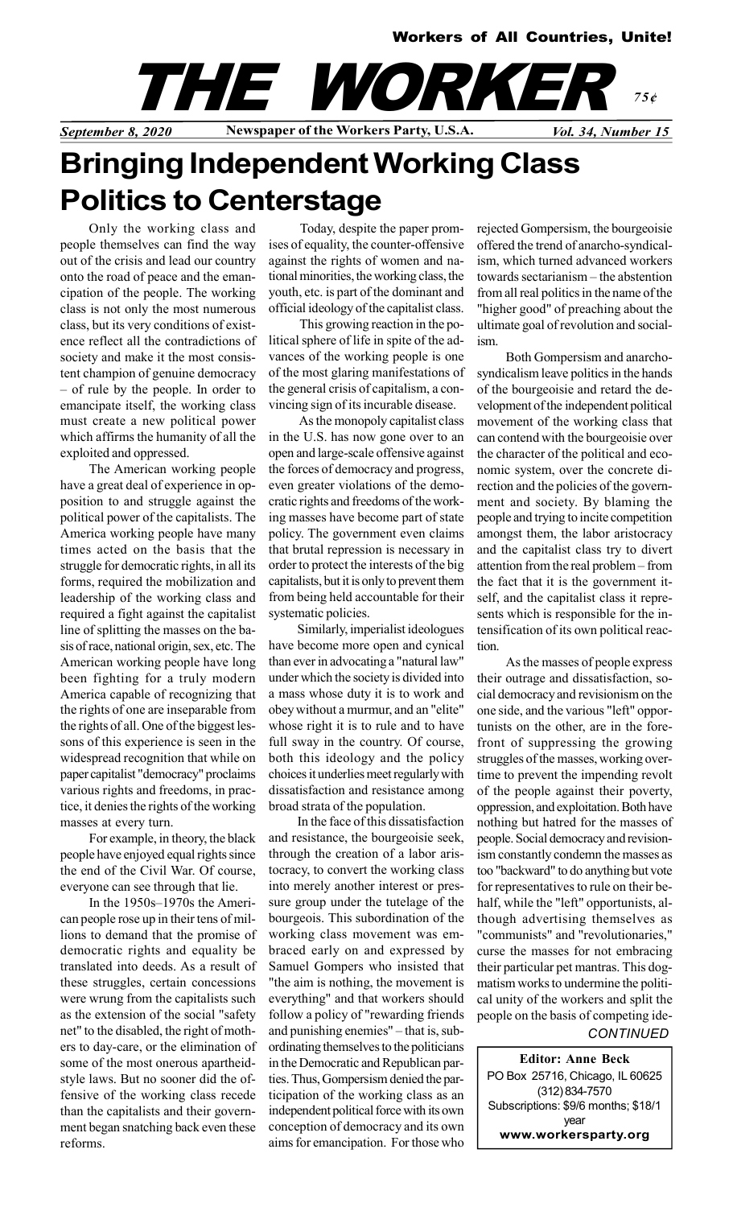**Workers of All Countries, Unite!**

# THE WORKER

*75¢*

*September 8, 2020* — **Newspaper of the Workers Party, U.S.A.** — *Vol. 34, Number 15*

# Bringing Independent Working Class Politics to Centerstage

Only the working class and people themselves can find the way out of the crisis and lead our country onto the road of peace and the emancipation of the people. The working class is not only the most numerous class, but its very conditions of existence reflect all the contradictions of society and make it the most consistent champion of genuine democracy – of rule by the people. In order to emancipate itself, the working class must create a new political power which affirms the humanity of all the exploited and oppressed.

The American working people have a great deal of experience in opposition to and struggle against the political power of the capitalists. The America working people have many times acted on the basis that the struggle for democratic rights, in all its forms, required the mobilization and leadership of the working class and required a fight against the capitalist line of splitting the masses on the basis of race, national origin, sex, etc. The American working people have long been fighting for a truly modern America capable of recognizing that the rights of one are inseparable from the rights of all. One of the biggest lessons of this experience is seen in the widespread recognition that while on paper capitalist "democracy" proclaims various rights and freedoms, in practice, it denies the rights of the working masses at every turn.

For example, in theory, the black people have enjoyed equal rights since the end of the Civil War. Of course, everyone can see through that lie.

In the 1950s–1970s the American people rose up in their tens of millions to demand that the promise of democratic rights and equality be translated into deeds. As a result of these struggles, certain concessions were wrung from the capitalists such as the extension of the social "safety net" to the disabled, the right of mothers to day-care, or the elimination of some of the most onerous apartheid-style laws. But no sooner did the offensive of the working class recede than the capitalists and their government began snatching back even these reforms.

Today, despite the paper promises of equality, the counter-offensive against the rights of women and national minorities, the working class, the youth, etc. is part of the dominant and official ideology of the capitalist class.

This growing reaction in the political sphere of life in spite of the advances of the working people is one of the most glaring manifestations of the general crisis of capitalism, a convincing sign of its incurable disease.

As the monopoly capitalist class in the U.S. has now gone over to an open and large-scale offensive against the forces of democracy and progress, even greater violations of the democratic rights and freedoms of the working masses have become part of state policy. The government even claims that brutal repression is necessary in order to protect the interests of the big capitalists, but it is only to prevent them from being held accountable for their systematic policies.

Similarly, imperialist ideologues have become more open and cynical than ever in advocating a "natural law" under which the society is divided into a mass whose duty it is to work and obey without a murmur, and an "elite" whose right it is to rule and to have full sway in the country. Of course, both this ideology and the policy choices it underlies meet regularly with dissatisfaction and resistance among broad strata of the population.

In the face of this dissatisfaction and resistance, the bourgeoisie seek, through the creation of a labor aristocracy, to convert the working class into merely another interest or pressure group under the tutelage of the bourgeois. This subordination of the working class movement was embraced early on and expressed by Samuel Gompers who insisted that "the aim is nothing, the movement is everything" and that workers should follow a policy of "rewarding friends and punishing enemies" – that is, subordinating themselves to the politicians in the Democratic and Republican parties. Thus, Gompersism denied the participation of the working class as an independent political force with its own conception of democracy and its own aims for emancipation. For those who rejected Gompersism, the bourgeoisie offered the trend of anarcho-syndicalism, which turned advanced workers towards sectarianism – the abstention from all real politics in the name of the "higher good" of preaching about the ultimate goal of revolution and socialism.

Both Gompersism and anarcho-syndicalism leave politics in the hands of the bourgeoisie and retard the development of the independent political movement of the working class that can contend with the bourgeoisie over the character of the political and economic system, over the concrete direction and the policies of the government and society. By blaming the people and trying to incite competition amongst them, the labor aristocracy and the capitalist class try to divert attention from the real problem – from the fact that it is the government itself, and the capitalist class it represents which is responsible for the intensification of its own political reaction.

As the masses of people express their outrage and dissatisfaction, social democracy and revisionism on the one side, and the various "left" opportunists on the other, are in the forefront of suppressing the growing struggles of the masses, working overtime to prevent the impending revolt of the people against their poverty, oppression, and exploitation. Both have nothing but hatred for the masses of people. Social democracy and revisionism constantly condemn the masses as too "backward" to do anything but vote for representatives to rule on their behalf, while the "left" opportunists, although advertising themselves as "communists" and "revolutionaries," curse the masses for not embracing their particular pet mantras. This dogmatism works to undermine the political unity of the workers and split the people on the basis of competing ide-

*CONTINUED*

**Editor: Anne Beck**
PO Box 25716, Chicago, IL 60625
(312) 834-7570
Subscriptions: $9/6 months; $18/1 year
**www.workersparty.org**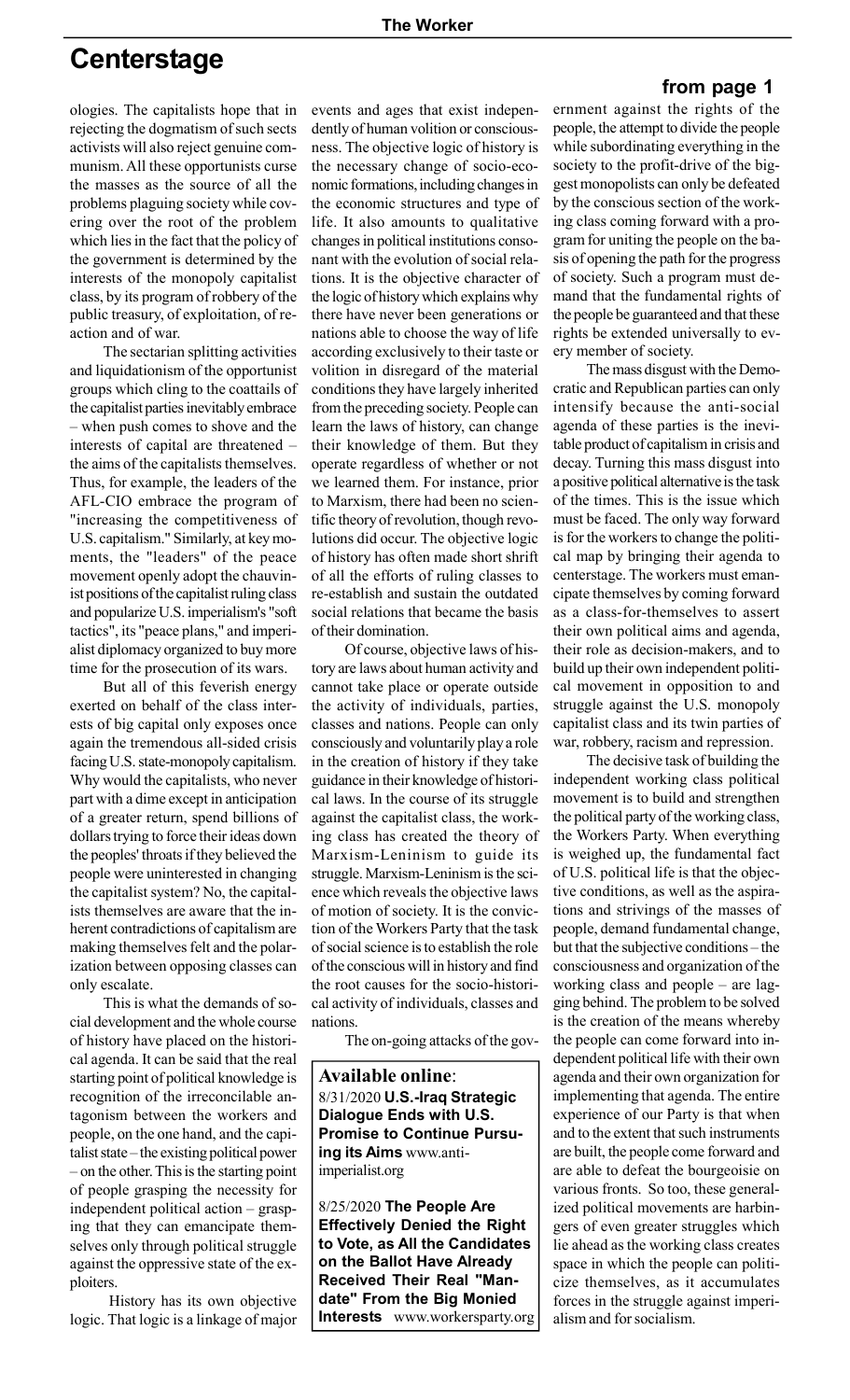## Centerstage

### from page 1

ologies. The capitalists hope that in rejecting the dogmatism of such sects activists will also reject genuine communism. All these opportunists curse the masses as the source of all the problems plaguing society while covering over the root of the problem which lies in the fact that the policy of the government is determined by the interests of the monopoly capitalist class, by its program of robbery of the public treasury, of exploitation, of reaction and of war.

The sectarian splitting activities and liquidationism of the opportunist groups which cling to the coattails of the capitalist parties inevitably embrace – when push comes to shove and the interests of capital are threatened – the aims of the capitalists themselves. Thus, for example, the leaders of the AFL-CIO embrace the program of "increasing the competitiveness of U.S. capitalism." Similarly, at key moments, the "leaders" of the peace movement openly adopt the chauvinist positions of the capitalist ruling class and popularize U.S. imperialism's "soft tactics", its "peace plans," and imperialist diplomacy organized to buy more time for the prosecution of its wars.

But all of this feverish energy exerted on behalf of the class interests of big capital only exposes once again the tremendous all-sided crisis facing U.S. state-monopoly capitalism. Why would the capitalists, who never part with a dime except in anticipation of a greater return, spend billions of dollars trying to force their ideas down the peoples' throats if they believed the people were uninterested in changing the capitalist system? No, the capitalists themselves are aware that the inherent contradictions of capitalism are making themselves felt and the polarization between opposing classes can only escalate.

This is what the demands of social development and the whole course of history have placed on the historical agenda. It can be said that the real starting point of political knowledge is recognition of the irreconcilable antagonism between the workers and people, on the one hand, and the capitalist state – the existing political power – on the other. This is the starting point of people grasping the necessity for independent political action – grasping that they can emancipate themselves only through political struggle against the oppressive state of the exploiters.

History has its own objective logic. That logic is a linkage of major events and ages that exist independently of human volition or consciousness. The objective logic of history is the necessary change of socio-economic formations, including changes in the economic structures and type of life. It also amounts to qualitative changes in political institutions consonant with the evolution of social relations. It is the objective character of the logic of history which explains why there have never been generations or nations able to choose the way of life according exclusively to their taste or volition in disregard of the material conditions they have largely inherited from the preceding society. People can learn the laws of history, can change their knowledge of them. But they operate regardless of whether or not we learned them. For instance, prior to Marxism, there had been no scientific theory of revolution, though revolutions did occur. The objective logic of history has often made short shrift of all the efforts of ruling classes to re-establish and sustain the outdated social relations that became the basis of their domination.

Of course, objective laws of history are laws about human activity and cannot take place or operate outside the activity of individuals, parties, classes and nations. People can only consciously and voluntarily play a role in the creation of history if they take guidance in their knowledge of historical laws. In the course of its struggle against the capitalist class, the working class has created the theory of Marxism-Leninism to guide its struggle. Marxism-Leninism is the science which reveals the objective laws of motion of society. It is the conviction of the Workers Party that the task of social science is to establish the role of the conscious will in history and find the root causes for the socio-historical activity of individuals, classes and nations.

The on-going attacks of the government against the rights of the people, the attempt to divide the people while subordinating everything in the society to the profit-drive of the biggest monopolists can only be defeated by the conscious section of the working class coming forward with a program for uniting the people on the basis of opening the path for the progress of society. Such a program must demand that the fundamental rights of the people be guaranteed and that these rights be extended universally to every member of society.

The mass disgust with the Democratic and Republican parties can only intensify because the anti-social agenda of these parties is the inevitable product of capitalism in crisis and decay. Turning this mass disgust into a positive political alternative is the task of the times. This is the issue which must be faced. The only way forward is for the workers to change the political map by bringing their agenda to centerstage. The workers must emancipate themselves by coming forward as a class-for-themselves to assert their own political aims and agenda, their role as decision-makers, and to build up their own independent political movement in opposition to and struggle against the U.S. monopoly capitalist class and its twin parties of war, robbery, racism and repression.

The decisive task of building the independent working class political movement is to build and strengthen the political party of the working class, the Workers Party. When everything is weighed up, the fundamental fact of U.S. political life is that the objective conditions, as well as the aspirations and strivings of the masses of people, demand fundamental change, but that the subjective conditions – the consciousness and organization of the working class and people – are lagging behind. The problem to be solved is the creation of the means whereby the people can come forward into independent political life with their own agenda and their own organization for implementing that agenda. The entire experience of our Party is that when and to the extent that such instruments are built, the people come forward and are able to defeat the bourgeoisie on various fronts. So too, these generalized political movements are harbingers of even greater struggles which lie ahead as the working class creates space in which the people can politicize themselves, as it accumulates forces in the struggle against imperialism and for socialism.

**Available online**:

8/31/2020 **U.S.-Iraq Strategic Dialogue Ends with U.S. Promise to Continue Pursuing its Aims** www.anti-imperialist.org

8/25/2020 **The People Are Effectively Denied the Right to Vote, as All the Candidates on the Ballot Have Already Received Their Real "Mandate" From the Big Monied Interests** www.workersparty.org